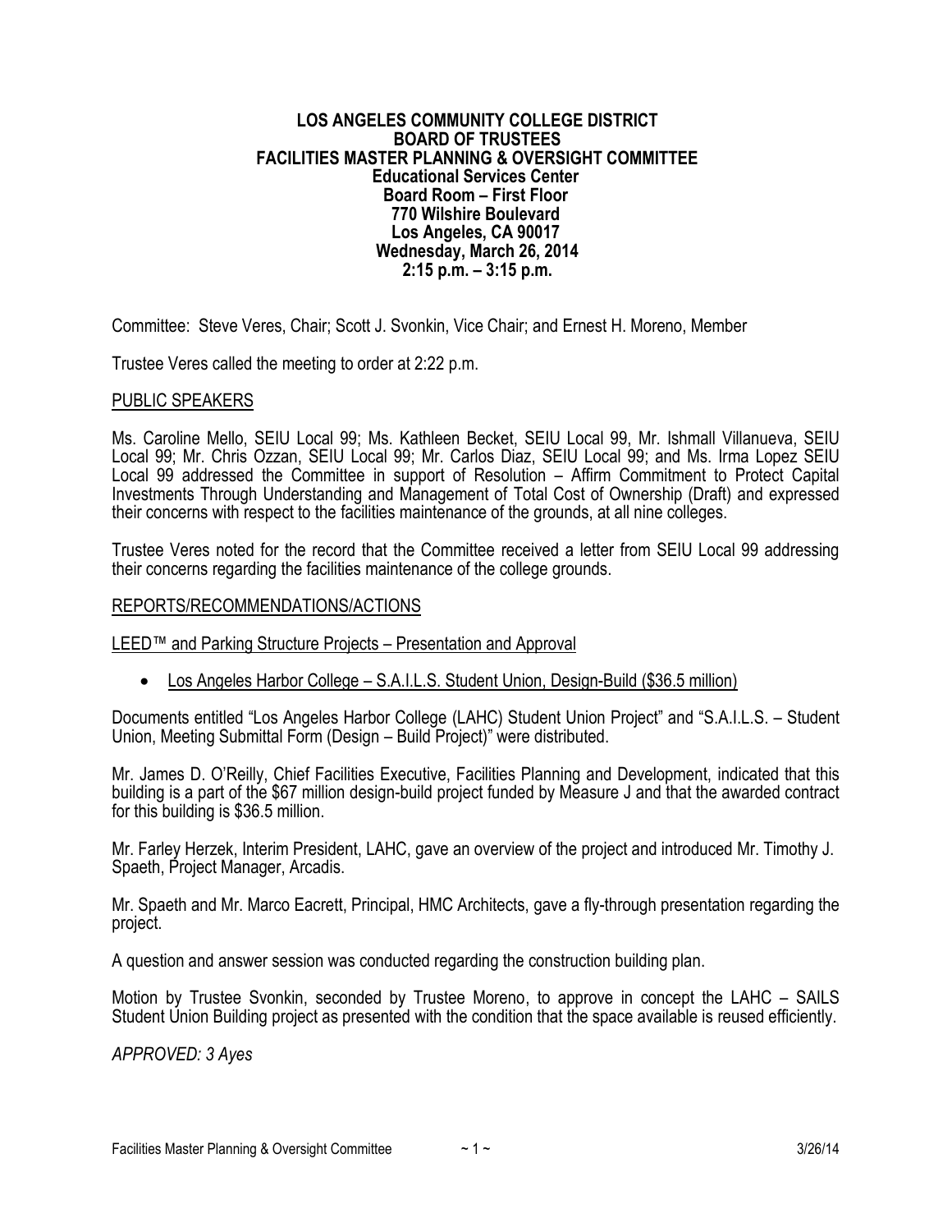# LOS ANGELES COMMUNITY COLLEGE DISTRICT
## BOARD OF TRUSTEES
## FACILITIES MASTER PLANNING & OVERSIGHT COMMITTEE

**Educational Services Center**
**Board Room – First Floor**
**770 Wilshire Boulevard**
**Los Angeles, CA 90017**
**Wednesday, March 26, 2014**
**2:15 p.m. – 3:15 p.m.**

Committee: Steve Veres, Chair; Scott J. Svonkin, Vice Chair; and Ernest H. Moreno, Member

Trustee Veres called the meeting to order at 2:22 p.m.

### PUBLIC SPEAKERS

Ms. Caroline Mello, SEIU Local 99; Ms. Kathleen Becket, SEIU Local 99, Mr. Ishmall Villanueva, SEIU Local 99; Mr. Chris Ozzan, SEIU Local 99; Mr. Carlos Diaz, SEIU Local 99; and Ms. Irma Lopez SEIU Local 99 addressed the Committee in support of Resolution – Affirm Commitment to Protect Capital Investments Through Understanding and Management of Total Cost of Ownership (Draft) and expressed their concerns with respect to the facilities maintenance of the grounds, at all nine colleges.

Trustee Veres noted for the record that the Committee received a letter from SEIU Local 99 addressing their concerns regarding the facilities maintenance of the college grounds.

### REPORTS/RECOMMENDATIONS/ACTIONS

LEED™ and Parking Structure Projects – Presentation and Approval

- Los Angeles Harbor College – S.A.I.L.S. Student Union, Design-Build ($36.5 million)

Documents entitled "Los Angeles Harbor College (LAHC) Student Union Project" and "S.A.I.L.S. – Student Union, Meeting Submittal Form (Design – Build Project)" were distributed.

Mr. James D. O'Reilly, Chief Facilities Executive, Facilities Planning and Development, indicated that this building is a part of the $67 million design-build project funded by Measure J and that the awarded contract for this building is $36.5 million.

Mr. Farley Herzek, Interim President, LAHC, gave an overview of the project and introduced Mr. Timothy J. Spaeth, Project Manager, Arcadis.

Mr. Spaeth and Mr. Marco Eacrett, Principal, HMC Architects, gave a fly-through presentation regarding the project.

A question and answer session was conducted regarding the construction building plan.

Motion by Trustee Svonkin, seconded by Trustee Moreno, to approve in concept the LAHC – SAILS Student Union Building project as presented with the condition that the space available is reused efficiently.

*APPROVED: 3 Ayes*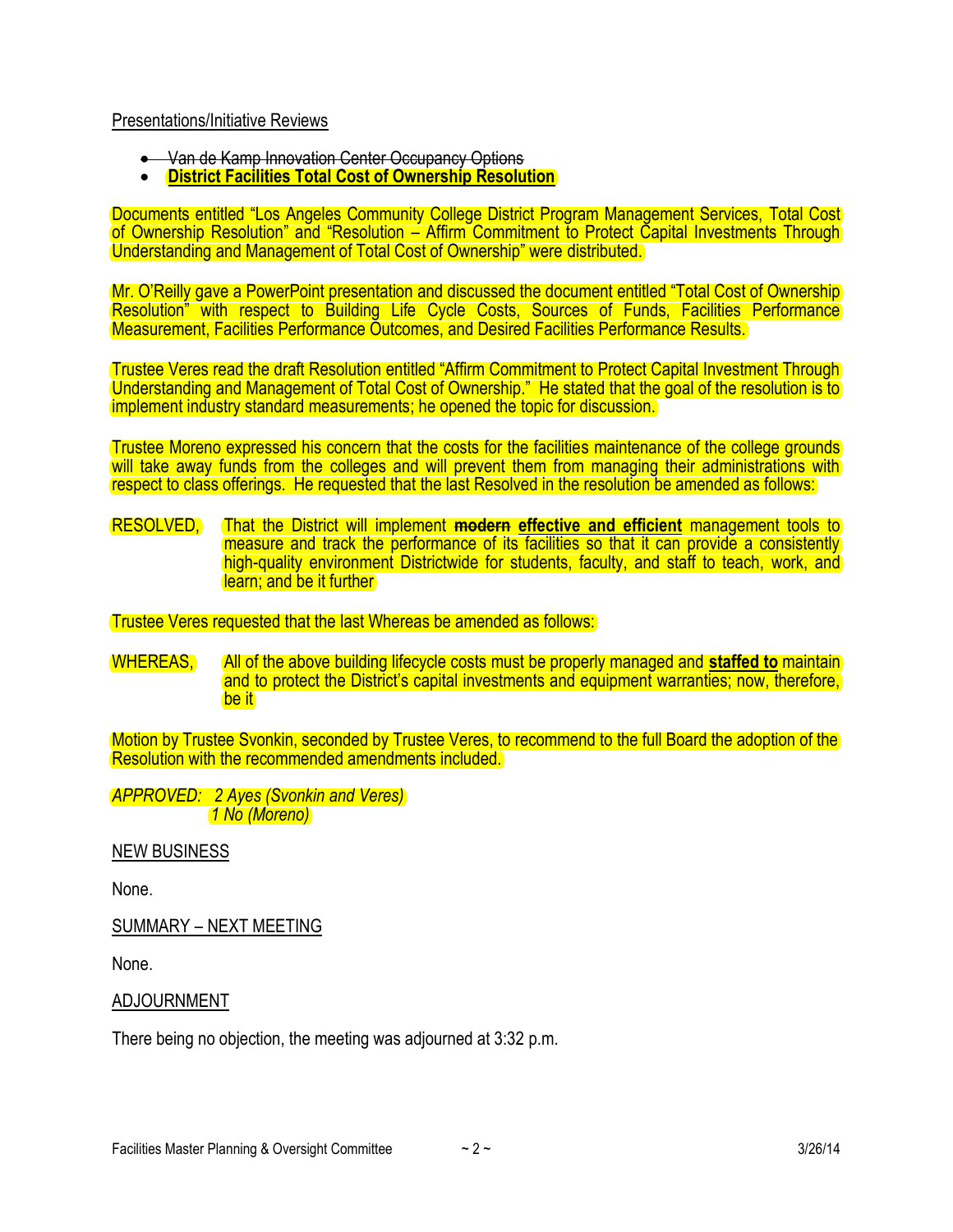Presentations/Initiative Reviews

- ~~Van de Kamp Innovation Center Occupancy Options~~
- **District Facilities Total Cost of Ownership Resolution**

Documents entitled "Los Angeles Community College District Program Management Services, Total Cost of Ownership Resolution" and "Resolution – Affirm Commitment to Protect Capital Investments Through Understanding and Management of Total Cost of Ownership" were distributed.

Mr. O'Reilly gave a PowerPoint presentation and discussed the document entitled "Total Cost of Ownership Resolution" with respect to Building Life Cycle Costs, Sources of Funds, Facilities Performance Measurement, Facilities Performance Outcomes, and Desired Facilities Performance Results.

Trustee Veres read the draft Resolution entitled "Affirm Commitment to Protect Capital Investment Through Understanding and Management of Total Cost of Ownership." He stated that the goal of the resolution is to implement industry standard measurements; he opened the topic for discussion.

Trustee Moreno expressed his concern that the costs for the facilities maintenance of the college grounds will take away funds from the colleges and will prevent them from managing their administrations with respect to class offerings. He requested that the last Resolved in the resolution be amended as follows:

RESOLVED, That the District will implement ~~modern~~ **effective and efficient** management tools to measure and track the performance of its facilities so that it can provide a consistently high-quality environment Districtwide for students, faculty, and staff to teach, work, and learn; and be it further

Trustee Veres requested that the last Whereas be amended as follows:

WHEREAS, All of the above building lifecycle costs must be properly managed and **staffed to** maintain and to protect the District's capital investments and equipment warranties; now, therefore, be it

Motion by Trustee Svonkin, seconded by Trustee Veres, to recommend to the full Board the adoption of the Resolution with the recommended amendments included.

*APPROVED: 2 Ayes (Svonkin and Veres)*
*1 No (Moreno)*

NEW BUSINESS

None.

SUMMARY – NEXT MEETING

None.

ADJOURNMENT

There being no objection, the meeting was adjourned at 3:32 p.m.